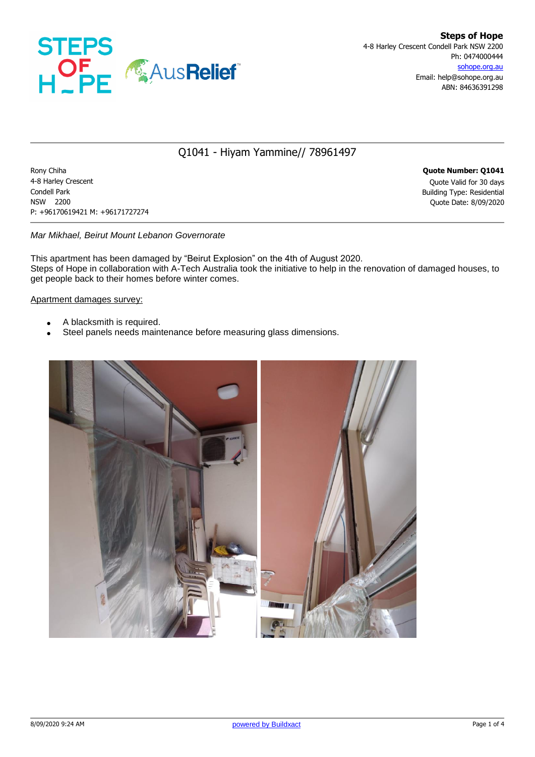**Steps of Hope**
4-8 Harley Crescent Condell Park NSW 2200
Ph: 0474000444
sohope.org.au
Email: help@sohope.org.au
ABN: 84636391298

## Q1041 - Hiyam Yammine// 78961497

Rony Chiha
4-8 Harley Crescent
Condell Park
NSW 2200
P: +96170619421 M: +96171727274

**Quote Number: Q1041**
Quote Valid for 30 days
Building Type: Residential
Quote Date: 8/09/2020

*Mar Mikhael, Beirut Mount Lebanon Governorate*

This apartment has been damaged by “Beirut Explosion” on the 4th of August 2020.
Steps of Hope in collaboration with A-Tech Australia took the initiative to help in the renovation of damaged houses, to get people back to their homes before winter comes.

<u>Apartment damages survey:</u>

- A blacksmith is required.
- Steel panels needs maintenance before measuring glass dimensions.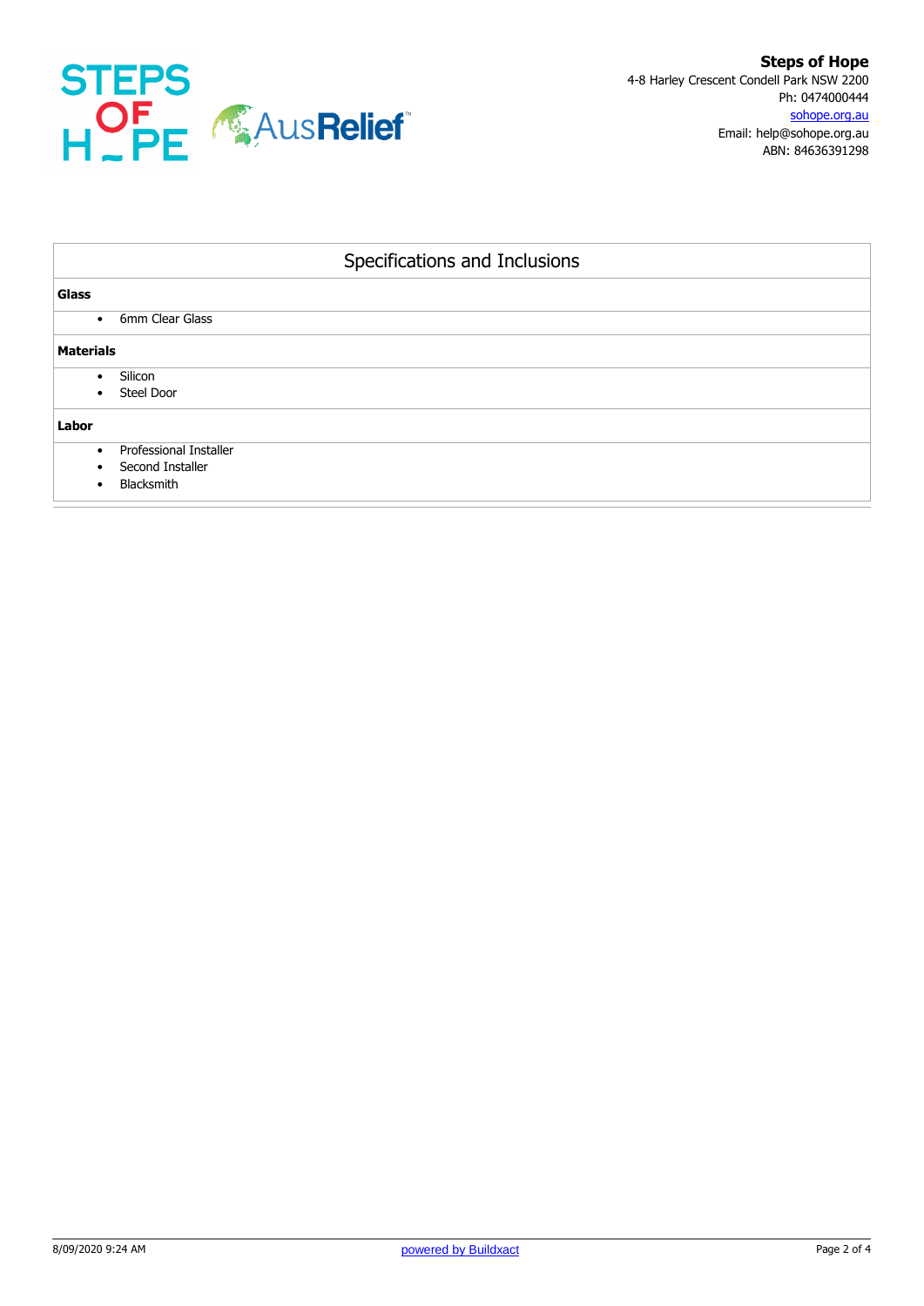**Steps of Hope**
4-8 Harley Crescent Condell Park NSW 2200
Ph: 0474000444
sohope.org.au
Email: help@sohope.org.au
ABN: 84636391298

## Specifications and Inclusions

**Glass**

- 6mm Clear Glass

**Materials**

- Silicon
- Steel Door

**Labor**

- Professional Installer
- Second Installer
- Blacksmith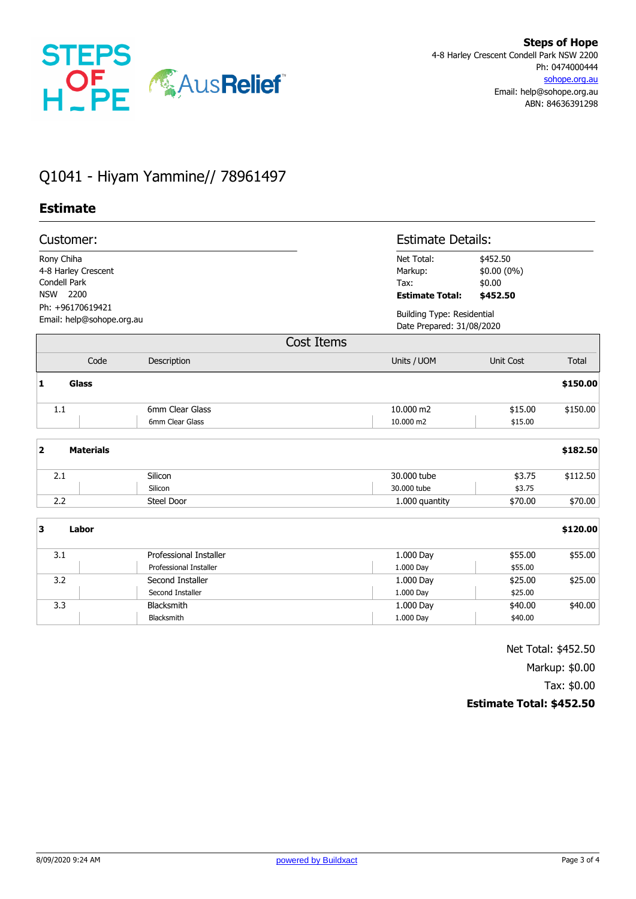**Steps of Hope**
4-8 Harley Crescent Condell Park NSW 2200
Ph: 0474000444
sohope.org.au
Email: help@sohope.org.au
ABN: 84636391298

# Q1041 - Hiyam Yammine// 78961497

## Estimate

### Customer:

Rony Chiha
4-8 Harley Crescent
Condell Park
NSW 2200
Ph: +96170619421
Email: help@sohope.org.au

### Estimate Details:

Net Total: $452.50
Markup: $0.00 (0%)
Tax: $0.00
**Estimate Total: $452.50**

Building Type: Residential
Date Prepared: 31/08/2020

### Cost Items

| | Code | Description | Units / UOM | Unit Cost | Total |
|---|---|---|---|---|---|
| **1** | | **Glass** | | | **$150.00** |
| 1.1 | | 6mm Clear Glass<br>6mm Clear Glass | 10.000 m2<br>10.000 m2 | $15.00<br>$15.00 | $150.00 |
| **2** | | **Materials** | | | **$182.50** |
| 2.1 | | Silicon<br>Silicon | 30.000 tube<br>30.000 tube | $3.75<br>$3.75 | $112.50 |
| 2.2 | | Steel Door | 1.000 quantity | $70.00 | $70.00 |
| **3** | | **Labor** | | | **$120.00** |
| 3.1 | | Professional Installer<br>Professional Installer | 1.000 Day<br>1.000 Day | $55.00<br>$55.00 | $55.00 |
| 3.2 | | Second Installer<br>Second Installer | 1.000 Day<br>1.000 Day | $25.00<br>$25.00 | $25.00 |
| 3.3 | | Blacksmith<br>Blacksmith | 1.000 Day<br>1.000 Day | $40.00<br>$40.00 | $40.00 |

Net Total: $452.50
Markup: $0.00
Tax: $0.00
**Estimate Total: $452.50**

8/09/2020 9:24 AM — powered by Buildxact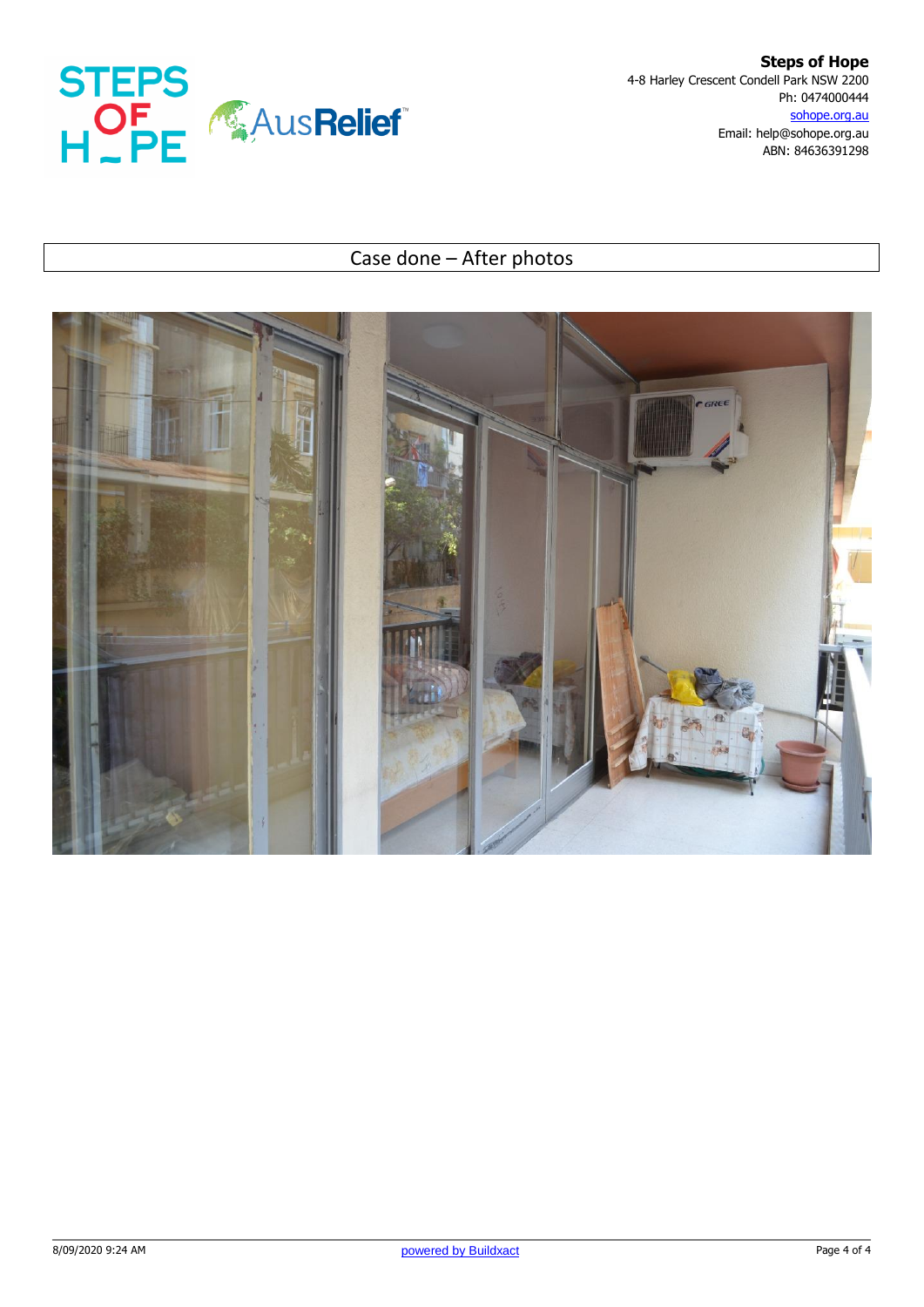**Steps of Hope**
4-8 Harley Crescent Condell Park NSW 2200
Ph: 0474000444
sohope.org.au
Email: help@sohope.org.au
ABN: 84636391298

## Case done – After photos